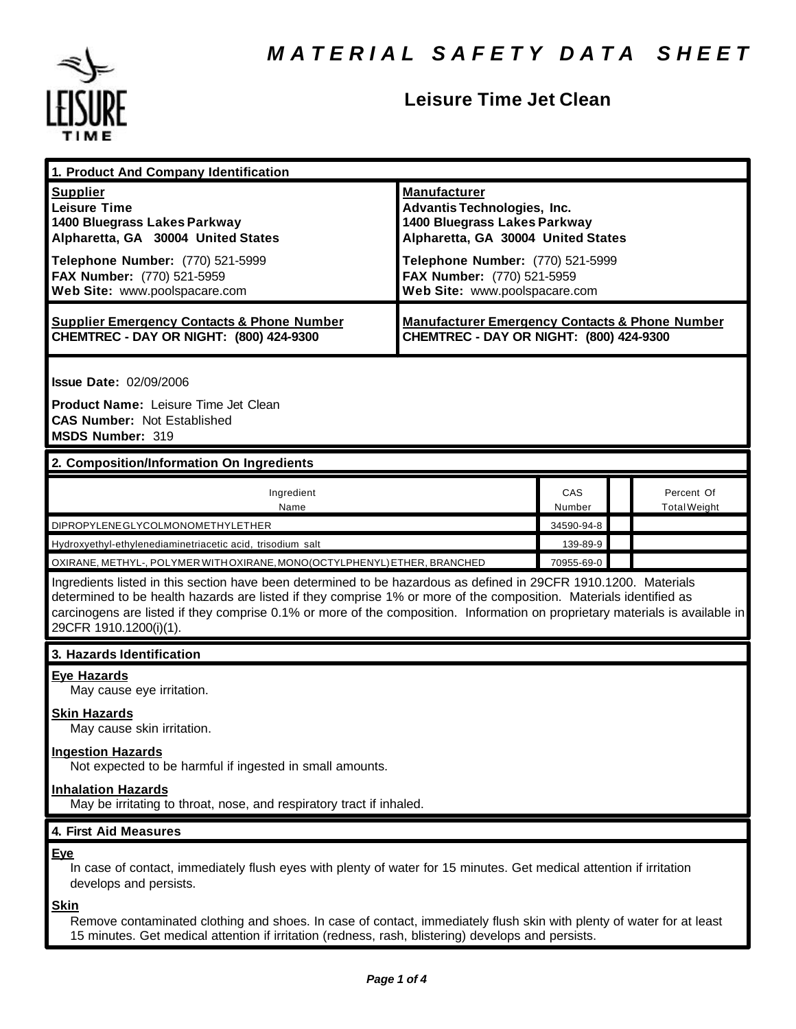# MATERIAL SAFETY DATA SHEET

## Leisure Time Jet Clean

### 1. Product And Company Identification

| Supplier | Manufacturer |
|---|---|
| **Leisure Time**<br>**1400 Bluegrass Lakes Parkway**<br>**Alpharetta, GA 30004 United States** | **Advantis Technologies, Inc.**<br>**1400 Bluegrass Lakes Parkway**<br>**Alpharetta, GA 30004 United States** |
| **Telephone Number:** (770) 521-5999<br>**FAX Number:** (770) 521-5959<br>**Web Site:** www.poolspacare.com | **Telephone Number:** (770) 521-5999<br>**FAX Number:** (770) 521-5959<br>**Web Site:** www.poolspacare.com |
| **Supplier Emergency Contacts & Phone Number**<br>**CHEMTREC - DAY OR NIGHT: (800) 424-9300** | **Manufacturer Emergency Contacts & Phone Number**<br>**CHEMTREC - DAY OR NIGHT: (800) 424-9300** |

**Issue Date:** 02/09/2006

**Product Name:** Leisure Time Jet Clean
**CAS Number:** Not Established
**MSDS Number:** 319

### 2. Composition/Information On Ingredients

| Ingredient Name | CAS Number | | Percent Of Total Weight |
|---|---|---|---|
| DIPROPYLENEGLYCOLMONOMETHYLETHER | 34590-94-8 | | |
| Hydroxyethyl-ethylenediaminetriacetic acid, trisodium salt | 139-89-9 | | |
| OXIRANE, METHYL-, POLYMER WITH OXIRANE, MONO(OCTYLPHENYL) ETHER, BRANCHED | 70955-69-0 | | |

Ingredients listed in this section have been determined to be hazardous as defined in 29CFR 1910.1200. Materials determined to be health hazards are listed if they comprise 1% or more of the composition. Materials identified as carcinogens are listed if they comprise 0.1% or more of the composition. Information on proprietary materials is available in 29CFR 1910.1200(i)(1).

### 3. Hazards Identification

**Eye Hazards**
May cause eye irritation.

**Skin Hazards**
May cause skin irritation.

**Ingestion Hazards**
Not expected to be harmful if ingested in small amounts.

**Inhalation Hazards**
May be irritating to throat, nose, and respiratory tract if inhaled.

### 4. First Aid Measures

**Eye**
In case of contact, immediately flush eyes with plenty of water for 15 minutes. Get medical attention if irritation develops and persists.

**Skin**
Remove contaminated clothing and shoes. In case of contact, immediately flush skin with plenty of water for at least 15 minutes. Get medical attention if irritation (redness, rash, blistering) develops and persists.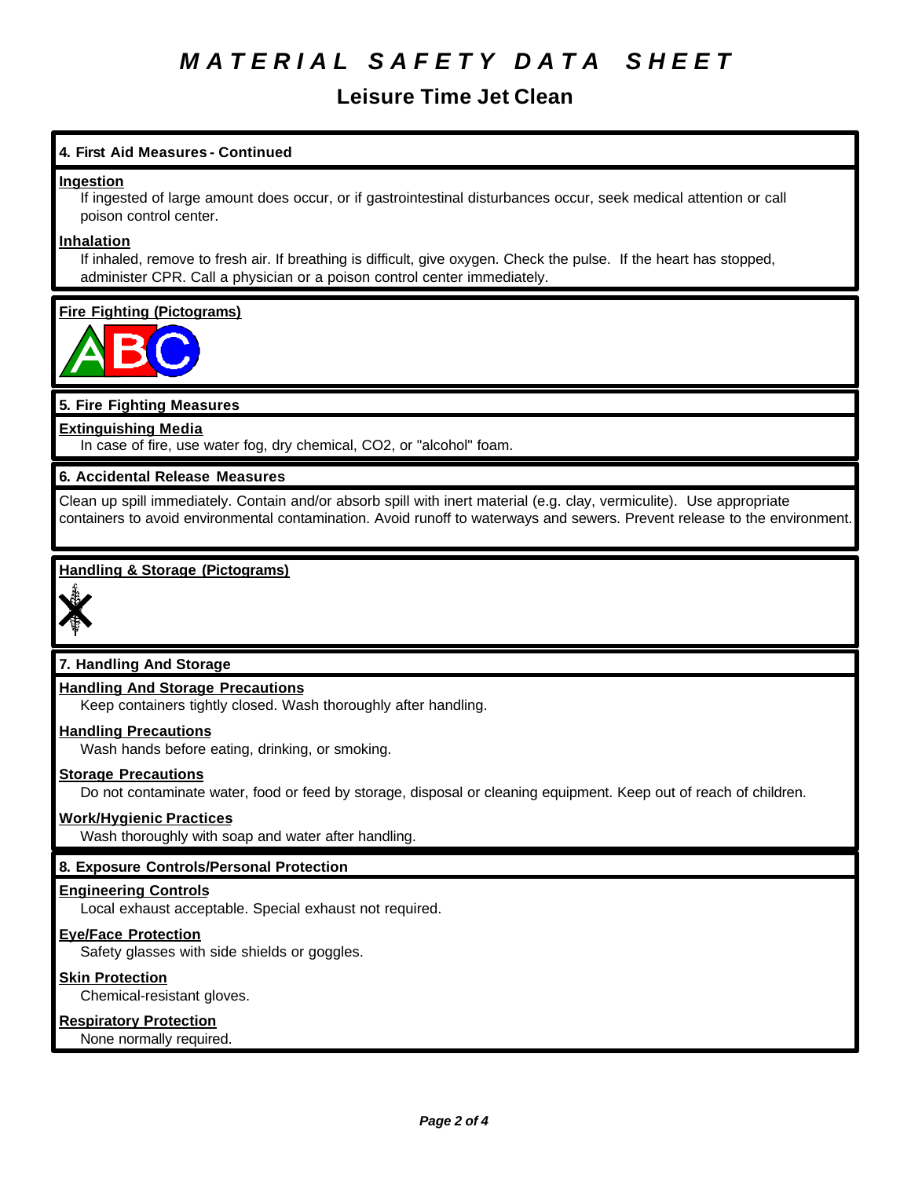# MATERIAL SAFETY DATA SHEET

## Leisure Time Jet Clean

### 4. First Aid Measures - Continued

**Ingestion**

If ingested of large amount does occur, or if gastrointestinal disturbances occur, seek medical attention or call poison control center.

**Inhalation**

If inhaled, remove to fresh air. If breathing is difficult, give oxygen. Check the pulse. If the heart has stopped, administer CPR. Call a physician or a poison control center immediately.

**Fire Fighting (Pictograms)**

### 5. Fire Fighting Measures

**Extinguishing Media**

In case of fire, use water fog, dry chemical, CO2, or "alcohol" foam.

### 6. Accidental Release Measures

Clean up spill immediately. Contain and/or absorb spill with inert material (e.g. clay, vermiculite). Use appropriate containers to avoid environmental contamination. Avoid runoff to waterways and sewers. Prevent release to the environment.

**Handling & Storage (Pictograms)**

### 7. Handling And Storage

**Handling And Storage Precautions**

Keep containers tightly closed. Wash thoroughly after handling.

**Handling Precautions**

Wash hands before eating, drinking, or smoking.

**Storage Precautions**

Do not contaminate water, food or feed by storage, disposal or cleaning equipment. Keep out of reach of children.

**Work/Hygienic Practices**

Wash thoroughly with soap and water after handling.

### 8. Exposure Controls/Personal Protection

**Engineering Controls**

Local exhaust acceptable. Special exhaust not required.

**Eye/Face Protection**

Safety glasses with side shields or goggles.

**Skin Protection**

Chemical-resistant gloves.

**Respiratory Protection**

None normally required.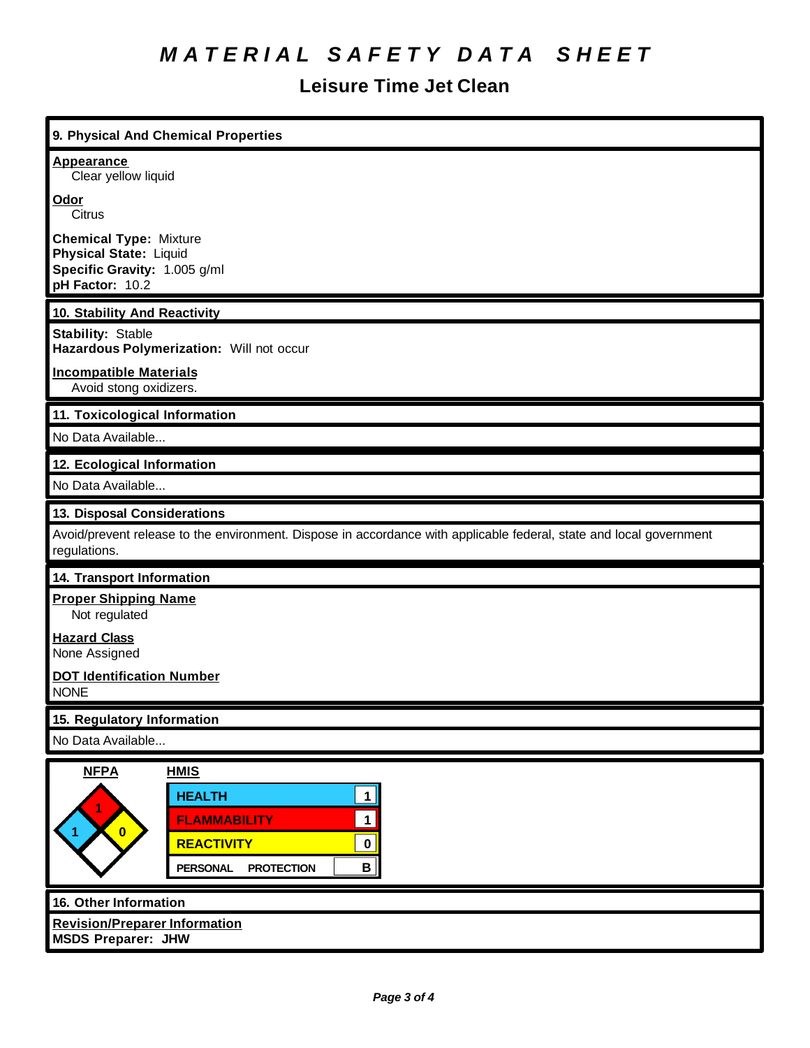# MATERIAL SAFETY DATA SHEET

## Leisure Time Jet Clean

### 9. Physical And Chemical Properties

**Appearance**
Clear yellow liquid

**Odor**
Citrus

**Chemical Type:** Mixture
**Physical State:** Liquid
**Specific Gravity:** 1.005 g/ml
**pH Factor:** 10.2

### 10. Stability And Reactivity

**Stability:** Stable
**Hazardous Polymerization:** Will not occur

**Incompatible Materials**
Avoid stong oxidizers.

### 11. Toxicological Information

No Data Available...

### 12. Ecological Information

No Data Available...

### 13. Disposal Considerations

Avoid/prevent release to the environment. Dispose in accordance with applicable federal, state and local government regulations.

### 14. Transport Information

**Proper Shipping Name**
Not regulated

**Hazard Class**
None Assigned

**DOT Identification Number**
NONE

### 15. Regulatory Information

No Data Available...

**NFPA**

| Health | Flammability | Reactivity | Special |
|---|---|---|---|
| 1 | 1 | 0 | |

**HMIS**

| | |
|---|---|
| HEALTH | 1 |
| FLAMMABILITY | 1 |
| REACTIVITY | 0 |
| PERSONAL PROTECTION | B |

### 16. Other Information

**Revision/Preparer Information**
**MSDS Preparer: JHW**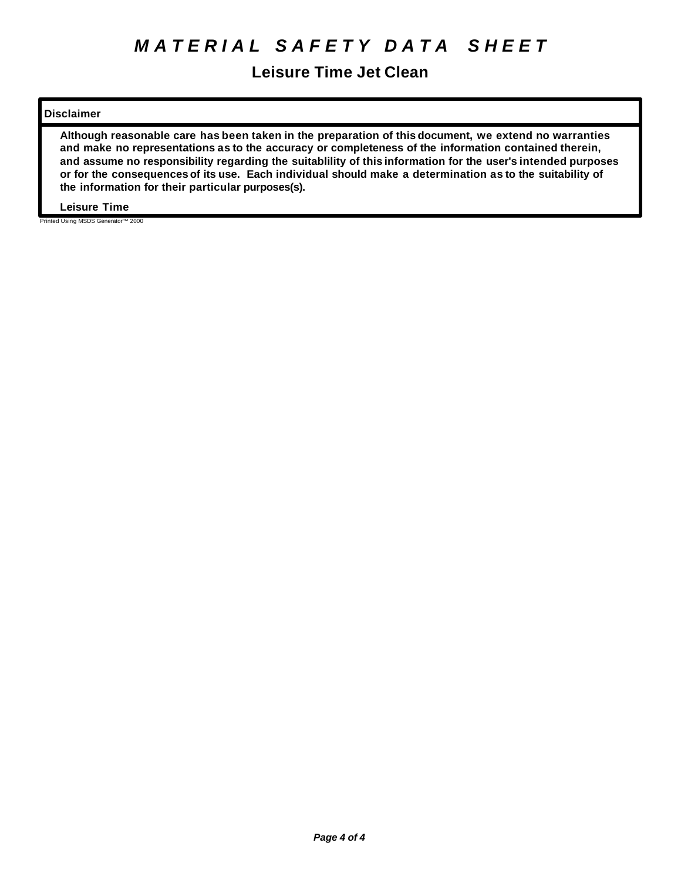# *MATERIAL SAFETY DATA SHEET*

## Leisure Time Jet Clean

**Disclaimer**

**Although reasonable care has been taken in the preparation of this document, we extend no warranties and make no representations as to the accuracy or completeness of the information contained therein, and assume no responsibility regarding the suitablility of this information for the user's intended purposes or for the consequences of its use. Each individual should make a determination as to the suitability of the information for their particular purposes(s).**

**Leisure Time**

Printed Using MSDS Generator™ 2000